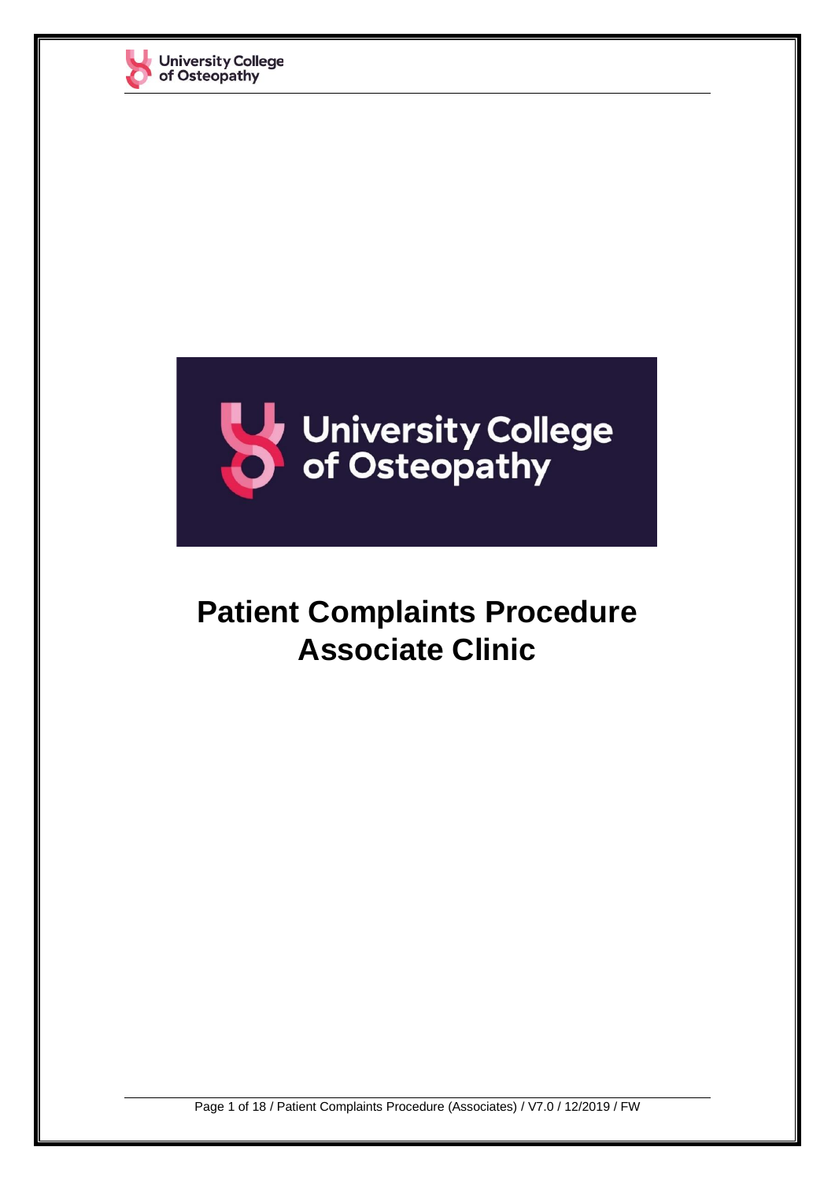# Patient Complaints Procedure
# Associate Clinic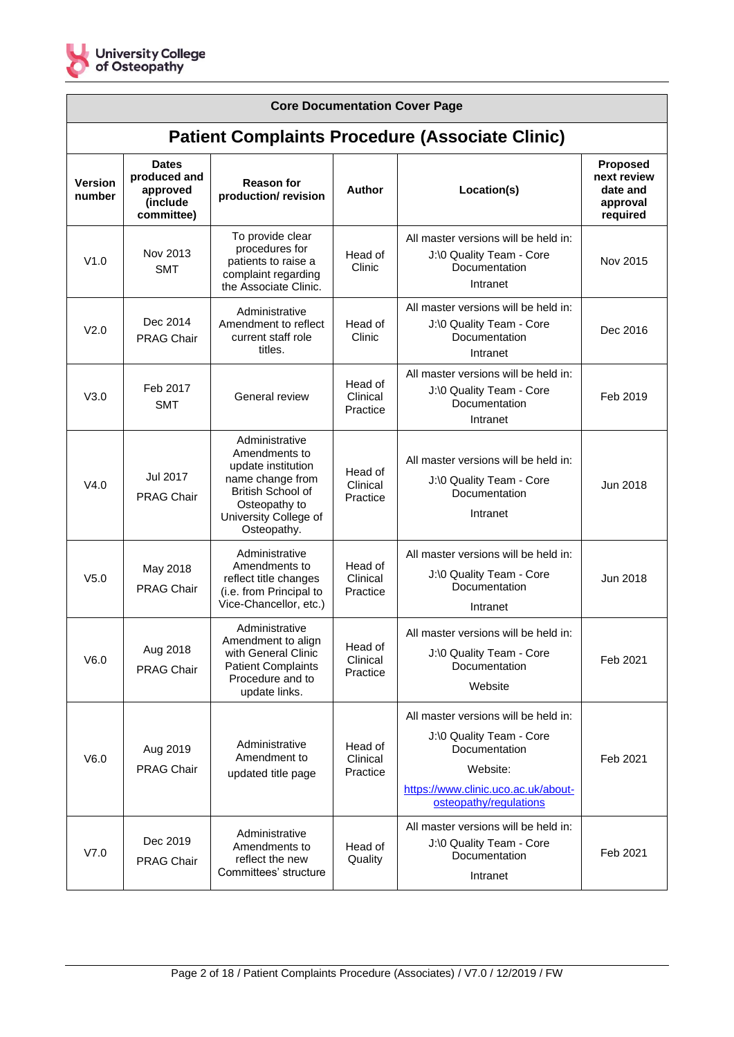| Core Documentation Cover Page | | | | | |
|---|---|---|---|---|---|
| **Patient Complaints Procedure (Associate Clinic)** | | | | | |
| **Version number** | **Dates produced and approved (include committee)** | **Reason for production/ revision** | **Author** | **Location(s)** | **Proposed next review date and approval required** |
| V1.0 | Nov 2013 SMT | To provide clear procedures for patients to raise a complaint regarding the Associate Clinic. | Head of Clinic | All master versions will be held in: J:\0 Quality Team - Core Documentation Intranet | Nov 2015 |
| V2.0 | Dec 2014 PRAG Chair | Administrative Amendment to reflect current staff role titles. | Head of Clinic | All master versions will be held in: J:\0 Quality Team - Core Documentation Intranet | Dec 2016 |
| V3.0 | Feb 2017 SMT | General review | Head of Clinical Practice | All master versions will be held in: J:\0 Quality Team - Core Documentation Intranet | Feb 2019 |
| V4.0 | Jul 2017 PRAG Chair | Administrative Amendments to update institution name change from British School of Osteopathy to University College of Osteopathy. | Head of Clinical Practice | All master versions will be held in: J:\0 Quality Team - Core Documentation Intranet | Jun 2018 |
| V5.0 | May 2018 PRAG Chair | Administrative Amendments to reflect title changes (i.e. from Principal to Vice-Chancellor, etc.) | Head of Clinical Practice | All master versions will be held in: J:\0 Quality Team - Core Documentation Intranet | Jun 2018 |
| V6.0 | Aug 2018 PRAG Chair | Administrative Amendment to align with General Clinic Patient Complaints Procedure and to update links. | Head of Clinical Practice | All master versions will be held in: J:\0 Quality Team - Core Documentation Website | Feb 2021 |
| V6.0 | Aug 2019 PRAG Chair | Administrative Amendment to updated title page | Head of Clinical Practice | All master versions will be held in: J:\0 Quality Team - Core Documentation Website: https://www.clinic.uco.ac.uk/about-osteopathy/regulations | Feb 2021 |
| V7.0 | Dec 2019 PRAG Chair | Administrative Amendments to reflect the new Committees' structure | Head of Quality | All master versions will be held in: J:\0 Quality Team - Core Documentation Intranet | Feb 2021 |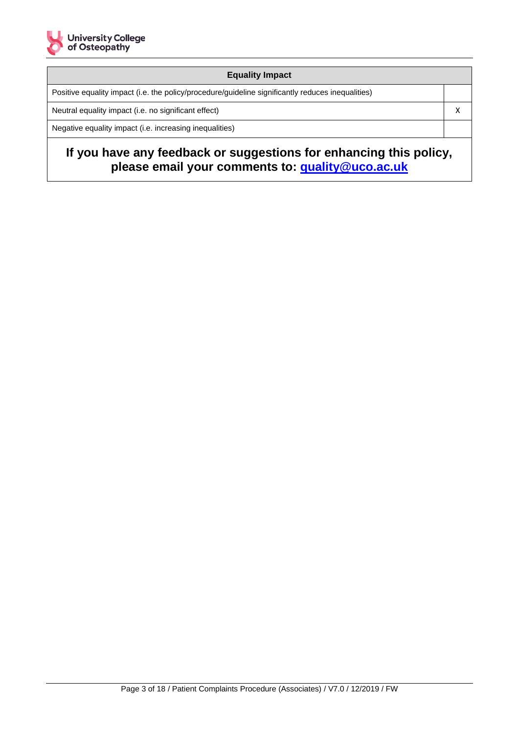| Equality Impact | |
|---|---|
| Positive equality impact (i.e. the policy/procedure/guideline significantly reduces inequalities) | |
| Neutral equality impact (i.e. no significant effect) | X |
| Negative equality impact (i.e. increasing inequalities) | |

**If you have any feedback or suggestions for enhancing this policy, please email your comments to: [quality@uco.ac.uk](mailto:quality@uco.ac.uk)**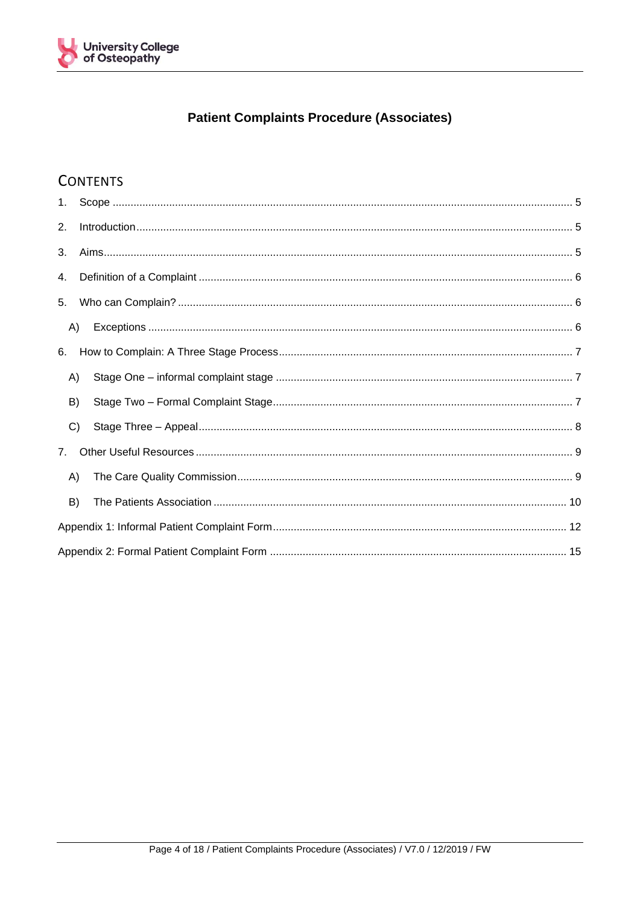# Patient Complaints Procedure (Associates)

## Contents

1. Scope ........................................................................................................................................ 5
2. Introduction ................................................................................................................................ 5
3. Aims .......................................................................................................................................... 5
4. Definition of a Complaint ........................................................................................................... 6
5. Who can Complain? .................................................................................................................. 6
   - A) Exceptions ............................................................................................................................ 6
6. How to Complain: A Three Stage Process ................................................................................. 7
   - A) Stage One – informal complaint stage .................................................................................. 7
   - B) Stage Two – Formal Complaint Stage ................................................................................... 7
   - C) Stage Three – Appeal ........................................................................................................... 8
7. Other Useful Resources ............................................................................................................ 9
   - A) The Care Quality Commission ............................................................................................... 9
   - B) The Patients Association ..................................................................................................... 10

Appendix 1: Informal Patient Complaint Form .............................................................................. 12

Appendix 2: Formal Patient Complaint Form ................................................................................ 15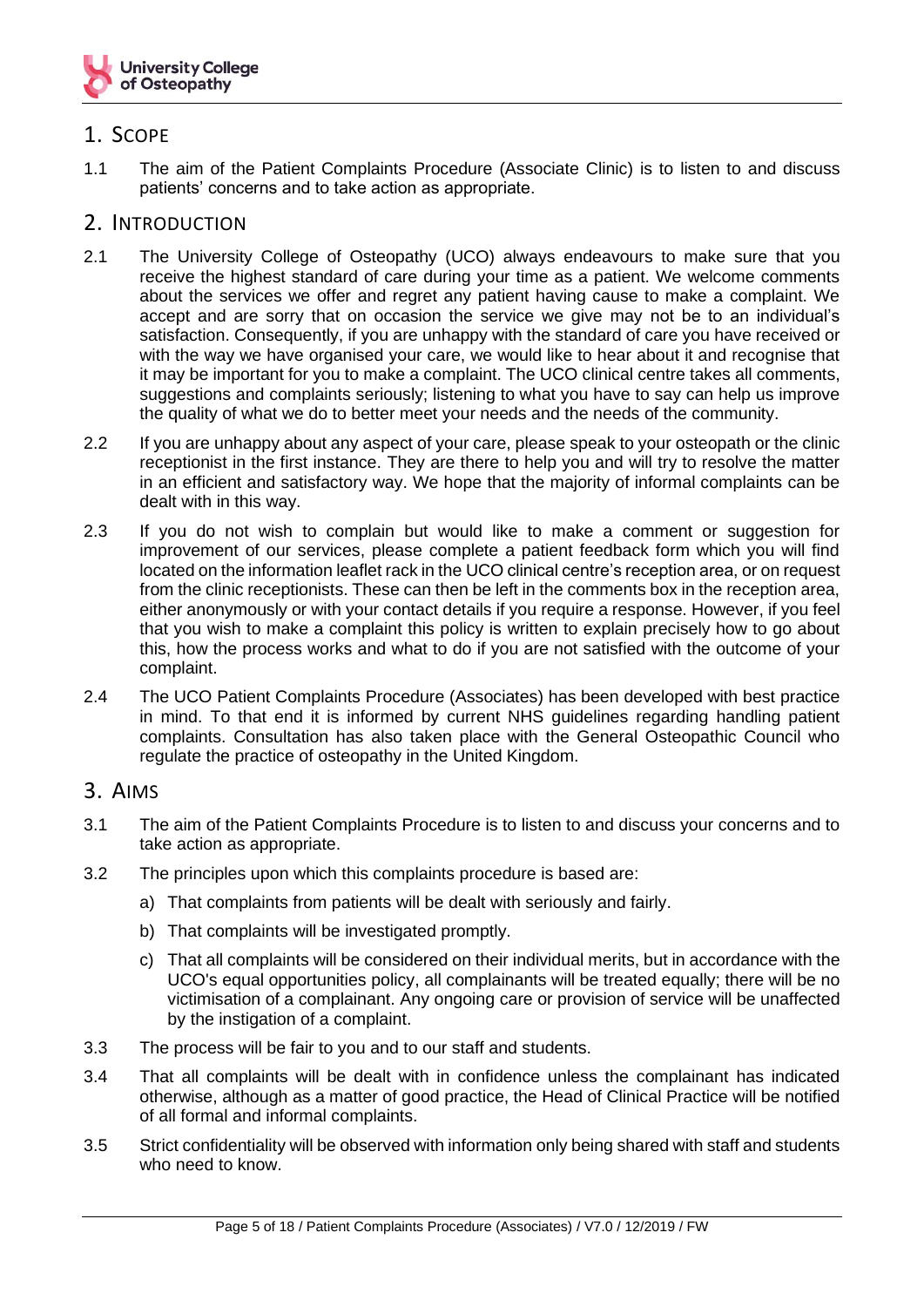## 1. Scope

1.1 The aim of the Patient Complaints Procedure (Associate Clinic) is to listen to and discuss patients' concerns and to take action as appropriate.

## 2. Introduction

2.1 The University College of Osteopathy (UCO) always endeavours to make sure that you receive the highest standard of care during your time as a patient. We welcome comments about the services we offer and regret any patient having cause to make a complaint. We accept and are sorry that on occasion the service we give may not be to an individual's satisfaction. Consequently, if you are unhappy with the standard of care you have received or with the way we have organised your care, we would like to hear about it and recognise that it may be important for you to make a complaint. The UCO clinical centre takes all comments, suggestions and complaints seriously; listening to what you have to say can help us improve the quality of what we do to better meet your needs and the needs of the community.

2.2 If you are unhappy about any aspect of your care, please speak to your osteopath or the clinic receptionist in the first instance. They are there to help you and will try to resolve the matter in an efficient and satisfactory way. We hope that the majority of informal complaints can be dealt with in this way.

2.3 If you do not wish to complain but would like to make a comment or suggestion for improvement of our services, please complete a patient feedback form which you will find located on the information leaflet rack in the UCO clinical centre's reception area, or on request from the clinic receptionists. These can then be left in the comments box in the reception area, either anonymously or with your contact details if you require a response. However, if you feel that you wish to make a complaint this policy is written to explain precisely how to go about this, how the process works and what to do if you are not satisfied with the outcome of your complaint.

2.4 The UCO Patient Complaints Procedure (Associates) has been developed with best practice in mind. To that end it is informed by current NHS guidelines regarding handling patient complaints. Consultation has also taken place with the General Osteopathic Council who regulate the practice of osteopathy in the United Kingdom.

## 3. Aims

3.1 The aim of the Patient Complaints Procedure is to listen to and discuss your concerns and to take action as appropriate.

3.2 The principles upon which this complaints procedure is based are:

a) That complaints from patients will be dealt with seriously and fairly.

b) That complaints will be investigated promptly.

c) That all complaints will be considered on their individual merits, but in accordance with the UCO's equal opportunities policy, all complainants will be treated equally; there will be no victimisation of a complainant. Any ongoing care or provision of service will be unaffected by the instigation of a complaint.

3.3 The process will be fair to you and to our staff and students.

3.4 That all complaints will be dealt with in confidence unless the complainant has indicated otherwise, although as a matter of good practice, the Head of Clinical Practice will be notified of all formal and informal complaints.

3.5 Strict confidentiality will be observed with information only being shared with staff and students who need to know.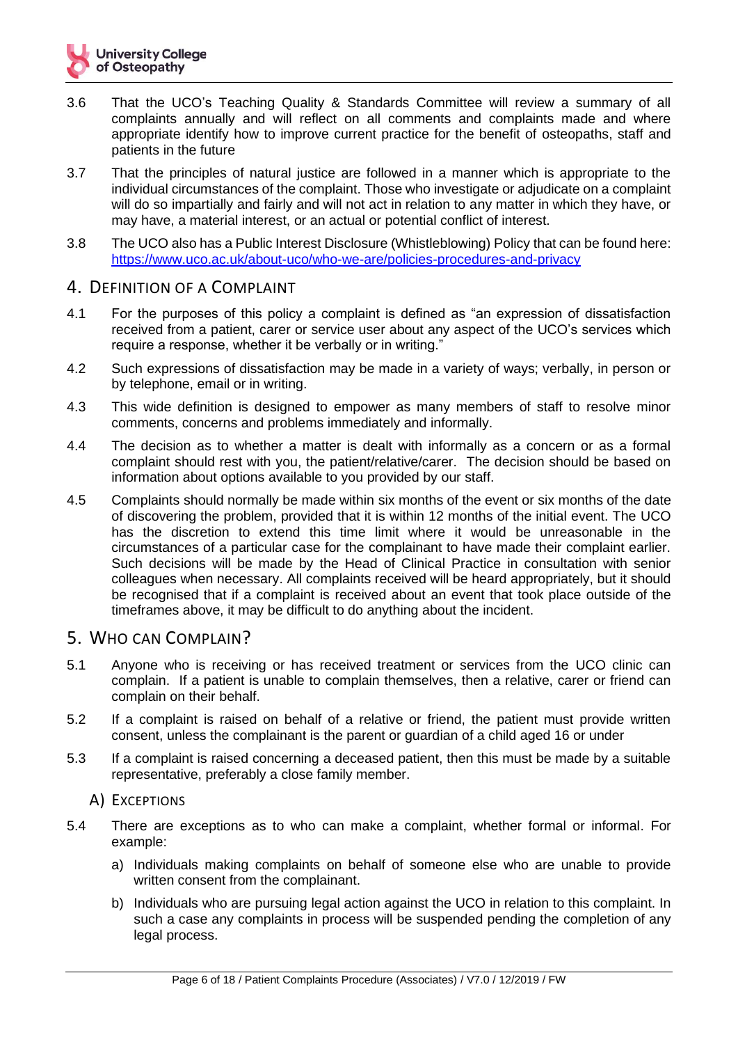3.6 That the UCO's Teaching Quality & Standards Committee will review a summary of all complaints annually and will reflect on all comments and complaints made and where appropriate identify how to improve current practice for the benefit of osteopaths, staff and patients in the future

3.7 That the principles of natural justice are followed in a manner which is appropriate to the individual circumstances of the complaint. Those who investigate or adjudicate on a complaint will do so impartially and fairly and will not act in relation to any matter in which they have, or may have, a material interest, or an actual or potential conflict of interest.

3.8 The UCO also has a Public Interest Disclosure (Whistleblowing) Policy that can be found here: [https://www.uco.ac.uk/about-uco/who-we-are/policies-procedures-and-privacy](https://www.uco.ac.uk/about-uco/who-we-are/policies-procedures-and-privacy)

## 4. Definition of a Complaint

4.1 For the purposes of this policy a complaint is defined as "an expression of dissatisfaction received from a patient, carer or service user about any aspect of the UCO's services which require a response, whether it be verbally or in writing."

4.2 Such expressions of dissatisfaction may be made in a variety of ways; verbally, in person or by telephone, email or in writing.

4.3 This wide definition is designed to empower as many members of staff to resolve minor comments, concerns and problems immediately and informally.

4.4 The decision as to whether a matter is dealt with informally as a concern or as a formal complaint should rest with you, the patient/relative/carer. The decision should be based on information about options available to you provided by our staff.

4.5 Complaints should normally be made within six months of the event or six months of the date of discovering the problem, provided that it is within 12 months of the initial event. The UCO has the discretion to extend this time limit where it would be unreasonable in the circumstances of a particular case for the complainant to have made their complaint earlier. Such decisions will be made by the Head of Clinical Practice in consultation with senior colleagues when necessary. All complaints received will be heard appropriately, but it should be recognised that if a complaint is received about an event that took place outside of the timeframes above, it may be difficult to do anything about the incident.

## 5. Who can Complain?

5.1 Anyone who is receiving or has received treatment or services from the UCO clinic can complain. If a patient is unable to complain themselves, then a relative, carer or friend can complain on their behalf.

5.2 If a complaint is raised on behalf of a relative or friend, the patient must provide written consent, unless the complainant is the parent or guardian of a child aged 16 or under

5.3 If a complaint is raised concerning a deceased patient, then this must be made by a suitable representative, preferably a close family member.

### A) Exceptions

5.4 There are exceptions as to who can make a complaint, whether formal or informal. For example:

a) Individuals making complaints on behalf of someone else who are unable to provide written consent from the complainant.

b) Individuals who are pursuing legal action against the UCO in relation to this complaint. In such a case any complaints in process will be suspended pending the completion of any legal process.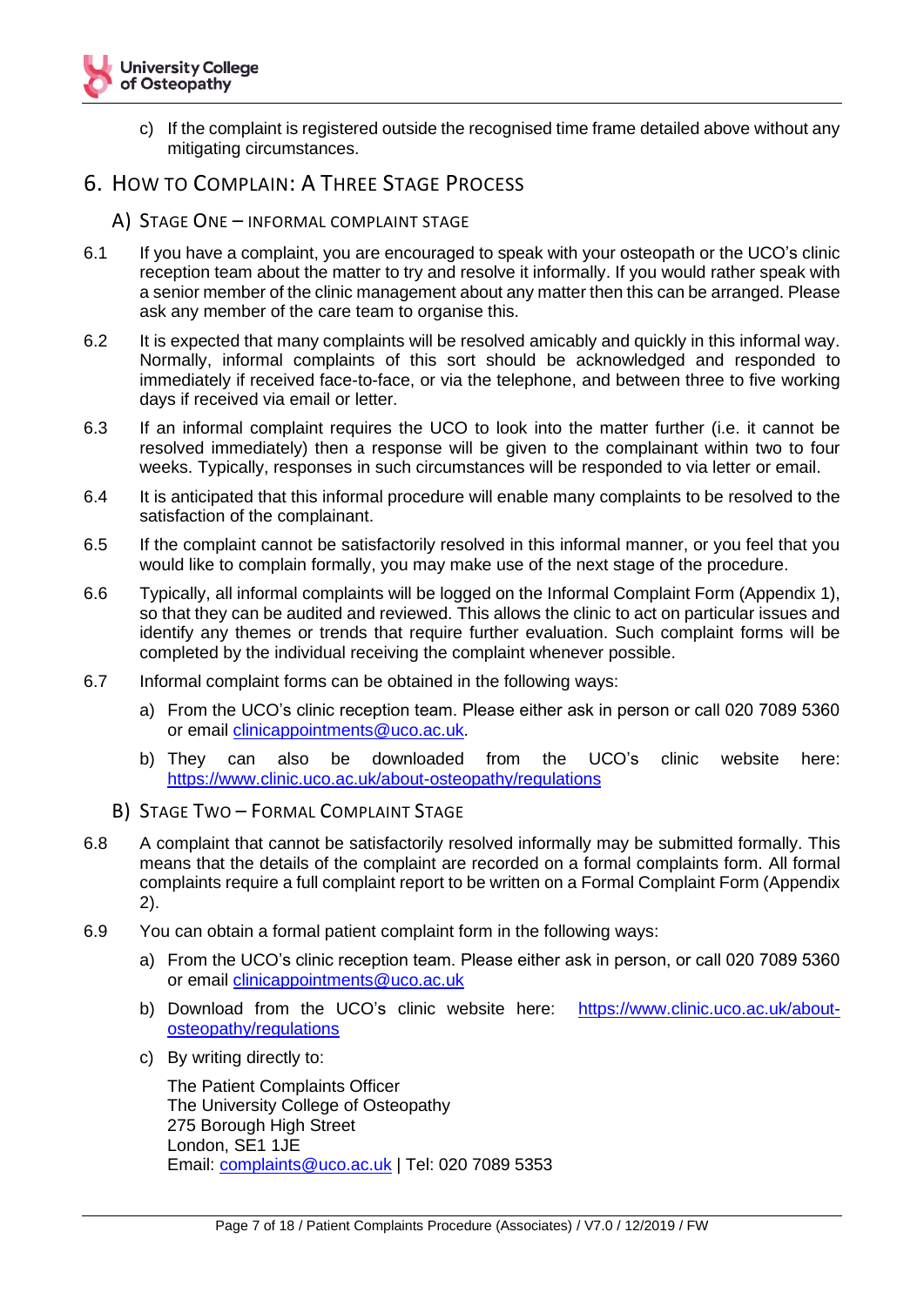c) If the complaint is registered outside the recognised time frame detailed above without any mitigating circumstances.

## 6. How to Complain: A Three Stage Process

### A) Stage One – Informal Complaint Stage

6.1 If you have a complaint, you are encouraged to speak with your osteopath or the UCO's clinic reception team about the matter to try and resolve it informally. If you would rather speak with a senior member of the clinic management about any matter then this can be arranged. Please ask any member of the care team to organise this.

6.2 It is expected that many complaints will be resolved amicably and quickly in this informal way. Normally, informal complaints of this sort should be acknowledged and responded to immediately if received face-to-face, or via the telephone, and between three to five working days if received via email or letter.

6.3 If an informal complaint requires the UCO to look into the matter further (i.e. it cannot be resolved immediately) then a response will be given to the complainant within two to four weeks. Typically, responses in such circumstances will be responded to via letter or email.

6.4 It is anticipated that this informal procedure will enable many complaints to be resolved to the satisfaction of the complainant.

6.5 If the complaint cannot be satisfactorily resolved in this informal manner, or you feel that you would like to complain formally, you may make use of the next stage of the procedure.

6.6 Typically, all informal complaints will be logged on the Informal Complaint Form (Appendix 1), so that they can be audited and reviewed. This allows the clinic to act on particular issues and identify any themes or trends that require further evaluation. Such complaint forms will be completed by the individual receiving the complaint whenever possible.

6.7 Informal complaint forms can be obtained in the following ways:

a) From the UCO's clinic reception team. Please either ask in person or call 020 7089 5360 or email clinicappointments@uco.ac.uk.

b) They can also be downloaded from the UCO's clinic website here: https://www.clinic.uco.ac.uk/about-osteopathy/regulations

### B) Stage Two – Formal Complaint Stage

6.8 A complaint that cannot be satisfactorily resolved informally may be submitted formally. This means that the details of the complaint are recorded on a formal complaints form. All formal complaints require a full complaint report to be written on a Formal Complaint Form (Appendix 2).

6.9 You can obtain a formal patient complaint form in the following ways:

a) From the UCO's clinic reception team. Please either ask in person, or call 020 7089 5360 or email clinicappointments@uco.ac.uk

b) Download from the UCO's clinic website here: https://www.clinic.uco.ac.uk/about-osteopathy/regulations

c) By writing directly to:

The Patient Complaints Officer
The University College of Osteopathy
275 Borough High Street
London, SE1 1JE
Email: complaints@uco.ac.uk | Tel: 020 7089 5353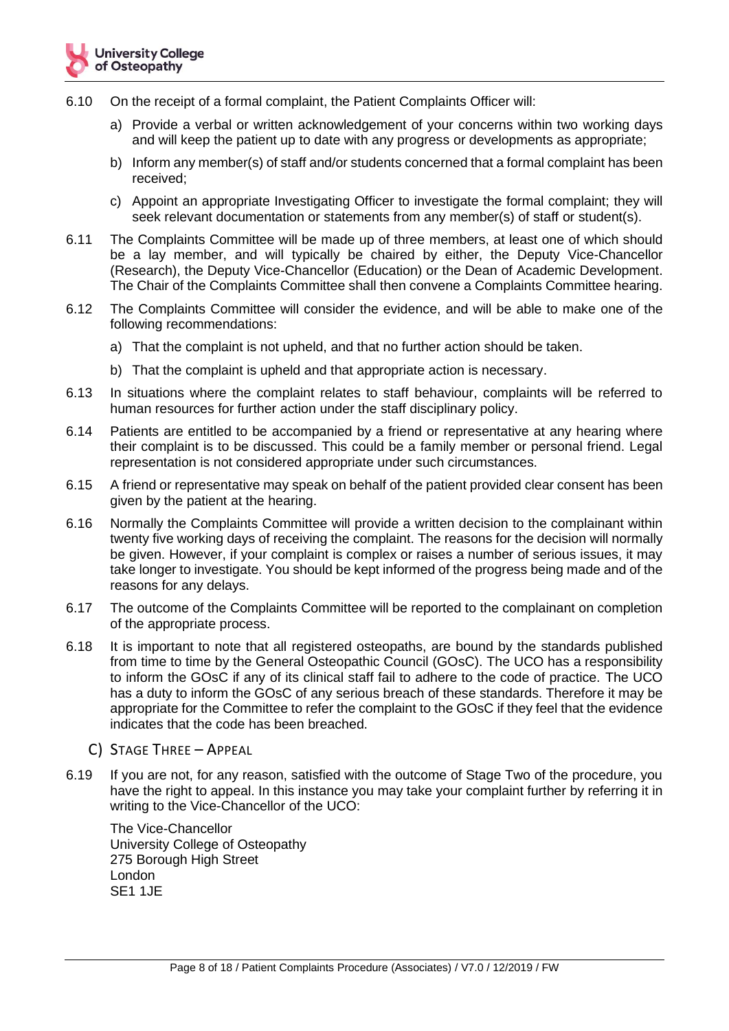6.10 On the receipt of a formal complaint, the Patient Complaints Officer will:

a) Provide a verbal or written acknowledgement of your concerns within two working days and will keep the patient up to date with any progress or developments as appropriate;

b) Inform any member(s) of staff and/or students concerned that a formal complaint has been received;

c) Appoint an appropriate Investigating Officer to investigate the formal complaint; they will seek relevant documentation or statements from any member(s) of staff or student(s).

6.11 The Complaints Committee will be made up of three members, at least one of which should be a lay member, and will typically be chaired by either, the Deputy Vice-Chancellor (Research), the Deputy Vice-Chancellor (Education) or the Dean of Academic Development. The Chair of the Complaints Committee shall then convene a Complaints Committee hearing.

6.12 The Complaints Committee will consider the evidence, and will be able to make one of the following recommendations:

a) That the complaint is not upheld, and that no further action should be taken.

b) That the complaint is upheld and that appropriate action is necessary.

6.13 In situations where the complaint relates to staff behaviour, complaints will be referred to human resources for further action under the staff disciplinary policy.

6.14 Patients are entitled to be accompanied by a friend or representative at any hearing where their complaint is to be discussed. This could be a family member or personal friend. Legal representation is not considered appropriate under such circumstances.

6.15 A friend or representative may speak on behalf of the patient provided clear consent has been given by the patient at the hearing.

6.16 Normally the Complaints Committee will provide a written decision to the complainant within twenty five working days of receiving the complaint. The reasons for the decision will normally be given. However, if your complaint is complex or raises a number of serious issues, it may take longer to investigate. You should be kept informed of the progress being made and of the reasons for any delays.

6.17 The outcome of the Complaints Committee will be reported to the complainant on completion of the appropriate process.

6.18 It is important to note that all registered osteopaths, are bound by the standards published from time to time by the General Osteopathic Council (GOsC). The UCO has a responsibility to inform the GOsC if any of its clinical staff fail to adhere to the code of practice. The UCO has a duty to inform the GOsC of any serious breach of these standards. Therefore it may be appropriate for the Committee to refer the complaint to the GOsC if they feel that the evidence indicates that the code has been breached.

### C) Stage Three – Appeal

6.19 If you are not, for any reason, satisfied with the outcome of Stage Two of the procedure, you have the right to appeal. In this instance you may take your complaint further by referring it in writing to the Vice-Chancellor of the UCO:

The Vice-Chancellor
University College of Osteopathy
275 Borough High Street
London
SE1 1JE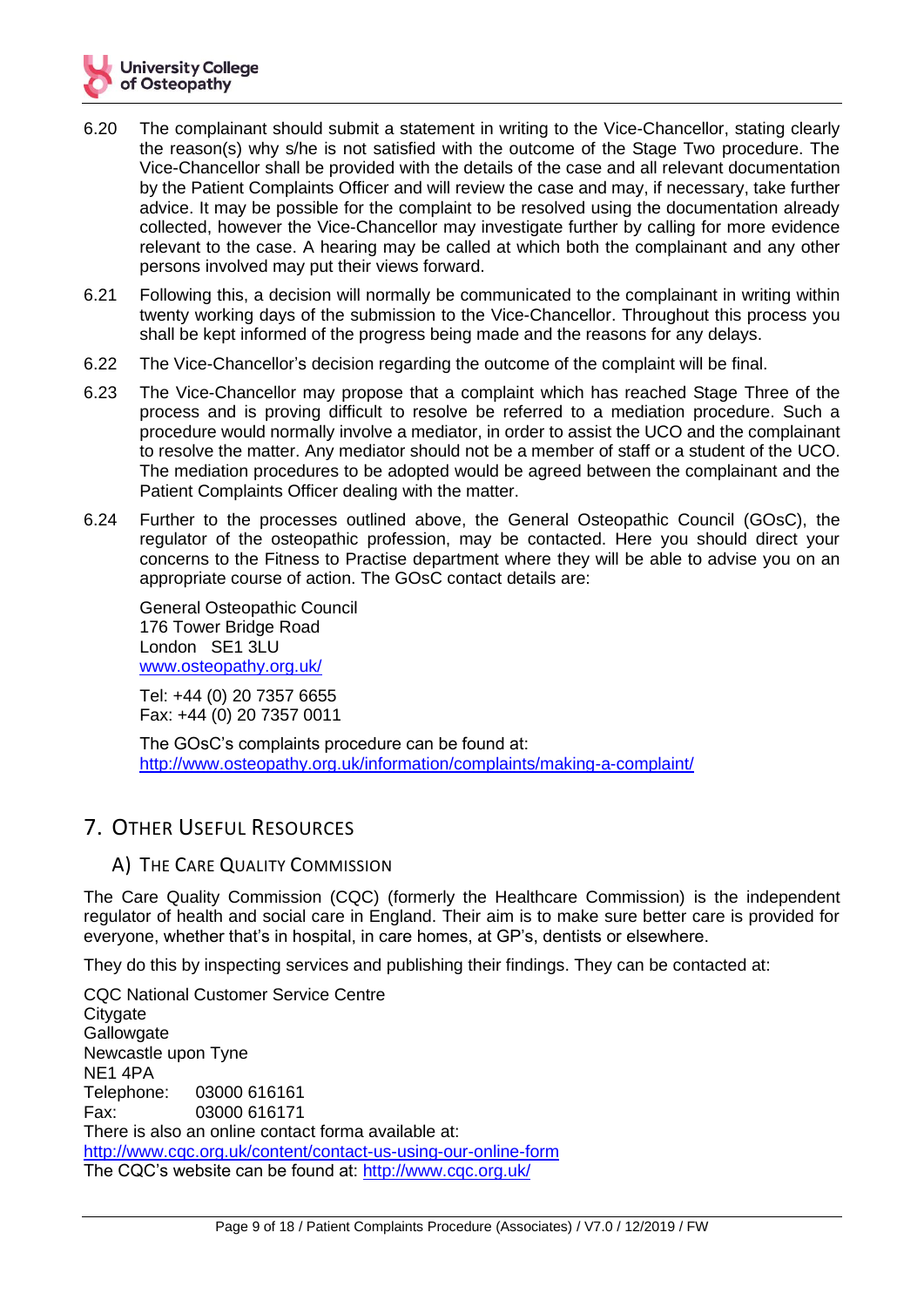6.20 The complainant should submit a statement in writing to the Vice-Chancellor, stating clearly the reason(s) why s/he is not satisfied with the outcome of the Stage Two procedure. The Vice-Chancellor shall be provided with the details of the case and all relevant documentation by the Patient Complaints Officer and will review the case and may, if necessary, take further advice. It may be possible for the complaint to be resolved using the documentation already collected, however the Vice-Chancellor may investigate further by calling for more evidence relevant to the case. A hearing may be called at which both the complainant and any other persons involved may put their views forward.

6.21 Following this, a decision will normally be communicated to the complainant in writing within twenty working days of the submission to the Vice-Chancellor. Throughout this process you shall be kept informed of the progress being made and the reasons for any delays.

6.22 The Vice-Chancellor's decision regarding the outcome of the complaint will be final.

6.23 The Vice-Chancellor may propose that a complaint which has reached Stage Three of the process and is proving difficult to resolve be referred to a mediation procedure. Such a procedure would normally involve a mediator, in order to assist the UCO and the complainant to resolve the matter. Any mediator should not be a member of staff or a student of the UCO. The mediation procedures to be adopted would be agreed between the complainant and the Patient Complaints Officer dealing with the matter.

6.24 Further to the processes outlined above, the General Osteopathic Council (GOsC), the regulator of the osteopathic profession, may be contacted. Here you should direct your concerns to the Fitness to Practise department where they will be able to advise you on an appropriate course of action. The GOsC contact details are:

General Osteopathic Council
176 Tower Bridge Road
London SE1 3LU
www.osteopathy.org.uk/

Tel: +44 (0) 20 7357 6655
Fax: +44 (0) 20 7357 0011

The GOsC's complaints procedure can be found at:
http://www.osteopathy.org.uk/information/complaints/making-a-complaint/

## 7. Other Useful Resources

### A) The Care Quality Commission

The Care Quality Commission (CQC) (formerly the Healthcare Commission) is the independent regulator of health and social care in England. Their aim is to make sure better care is provided for everyone, whether that's in hospital, in care homes, at GP's, dentists or elsewhere.

They do this by inspecting services and publishing their findings. They can be contacted at:

CQC National Customer Service Centre
Citygate
Gallowgate
Newcastle upon Tyne
NE1 4PA
Telephone: 03000 616161
Fax: 03000 616171
There is also an online contact forma available at:
http://www.cqc.org.uk/content/contact-us-using-our-online-form
The CQC's website can be found at: http://www.cqc.org.uk/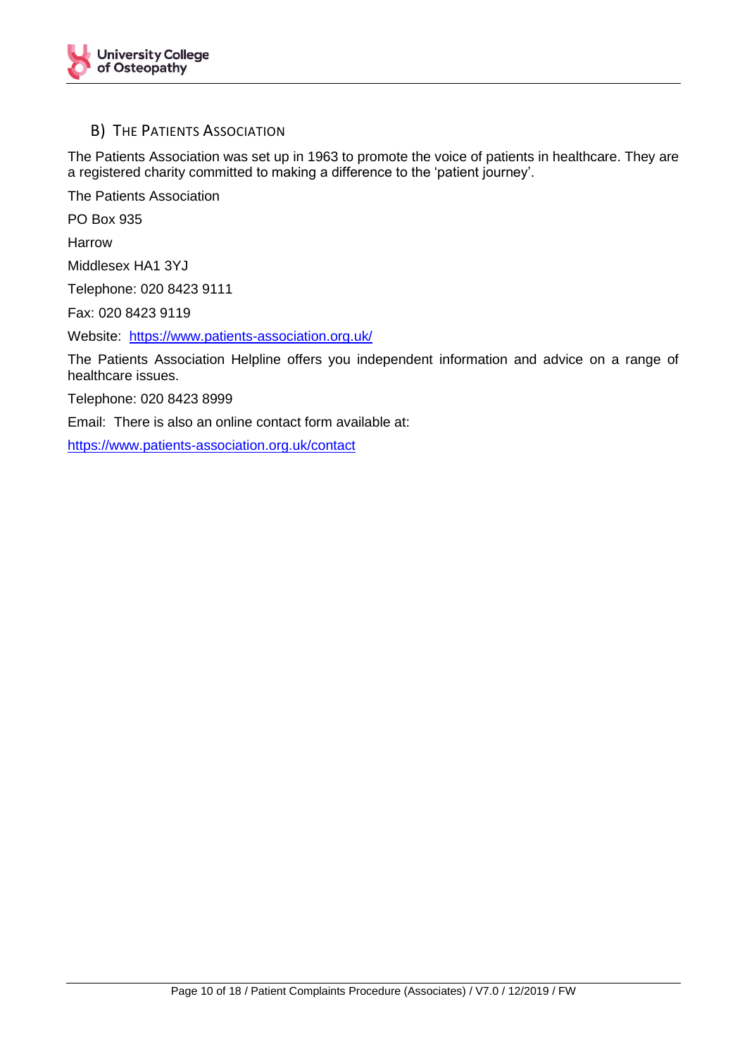### B) The Patients Association

The Patients Association was set up in 1963 to promote the voice of patients in healthcare. They are a registered charity committed to making a difference to the 'patient journey'.

The Patients Association

PO Box 935

Harrow

Middlesex HA1 3YJ

Telephone: 020 8423 9111

Fax: 020 8423 9119

Website: https://www.patients-association.org.uk/

The Patients Association Helpline offers you independent information and advice on a range of healthcare issues.

Telephone: 020 8423 8999

Email: There is also an online contact form available at:

https://www.patients-association.org.uk/contact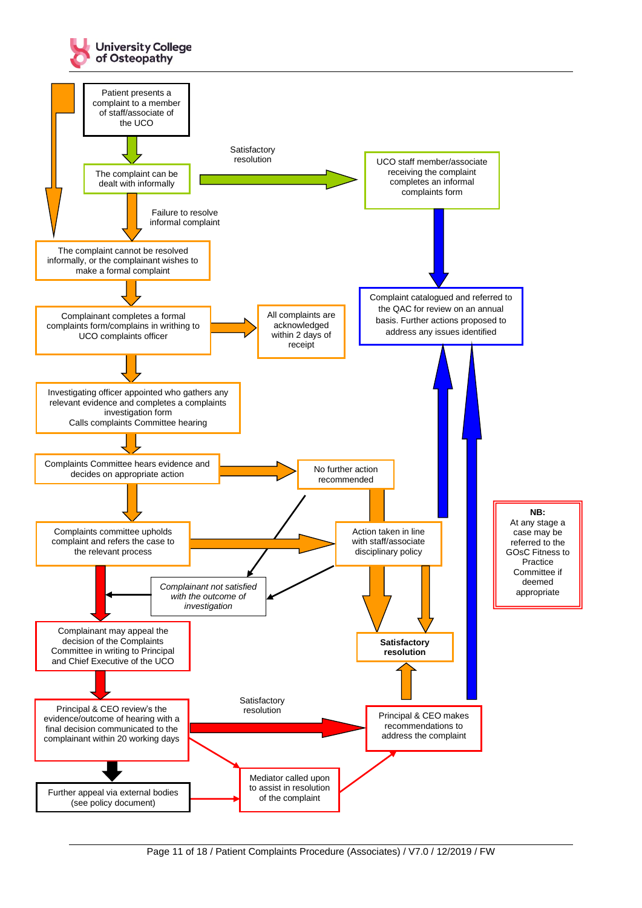Patient presents a complaint to a member of staff/associate of the UCO

The complaint can be dealt with informally

Satisfactory resolution

UCO staff member/associate receiving the complaint completes an informal complaints form

Failure to resolve informal complaint

The complaint cannot be resolved informally, or the complainant wishes to make a formal complaint

Complaint catalogued and referred to the QAC for review on an annual basis. Further actions proposed to address any issues identified

Complainant completes a formal complaints form/complains in writing to UCO complaints officer

All complaints are acknowledged within 2 days of receipt

Investigating officer appointed who gathers any relevant evidence and completes a complaints investigation form
Calls complaints Committee hearing

Complaints Committee hears evidence and decides on appropriate action

No further action recommended

Complaints committee upholds complaint and refers the case to the relevant process

Action taken in line with staff/associate disciplinary policy

*Complainant not satisfied with the outcome of investigation*

**NB:**
At any stage a case may be referred to the GOsC Fitness to Practice Committee if deemed appropriate

Complainant may appeal the decision of the Complaints Committee in writing to Principal and Chief Executive of the UCO

**Satisfactory resolution**

Principal & CEO review's the evidence/outcome of hearing with a final decision communicated to the complainant within 20 working days

Satisfactory resolution

Principal & CEO makes recommendations to address the complaint

Mediator called upon to assist in resolution of the complaint

Further appeal via external bodies (see policy document)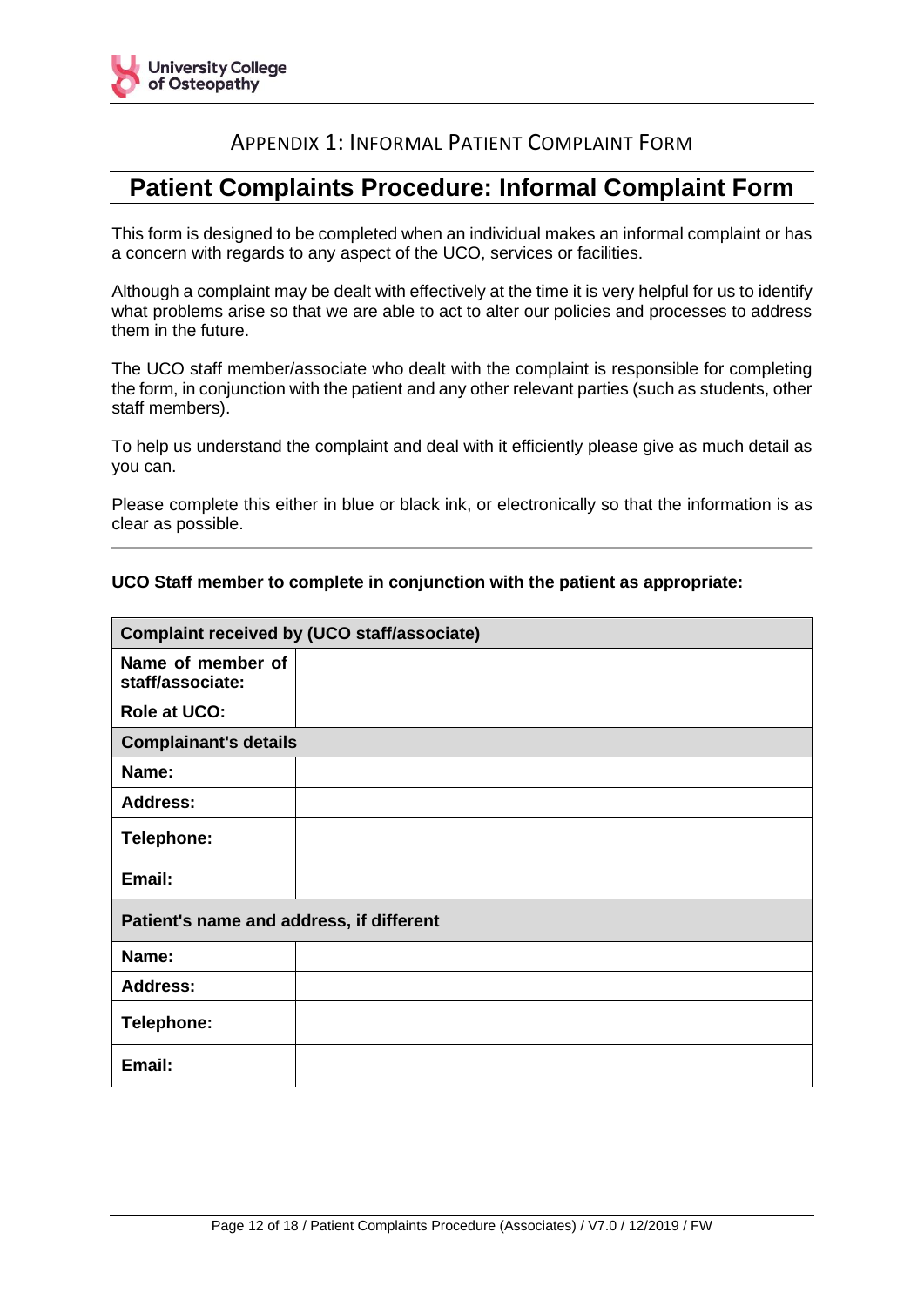## Appendix 1: Informal Patient Complaint Form

# Patient Complaints Procedure: Informal Complaint Form

This form is designed to be completed when an individual makes an informal complaint or has a concern with regards to any aspect of the UCO, services or facilities.

Although a complaint may be dealt with effectively at the time it is very helpful for us to identify what problems arise so that we are able to act to alter our policies and processes to address them in the future.

The UCO staff member/associate who dealt with the complaint is responsible for completing the form, in conjunction with the patient and any other relevant parties (such as students, other staff members).

To help us understand the complaint and deal with it efficiently please give as much detail as you can.

Please complete this either in blue or black ink, or electronically so that the information is as clear as possible.

---

**UCO Staff member to complete in conjunction with the patient as appropriate:**

| **Complaint received by (UCO staff/associate)** | |
|---|---|
| **Name of member of staff/associate:** | |
| **Role at UCO:** | |
| **Complainant's details** | |
| **Name:** | |
| **Address:** | |
| **Telephone:** | |
| **Email:** | |
| **Patient's name and address, if different** | |
| **Name:** | |
| **Address:** | |
| **Telephone:** | |
| **Email:** | |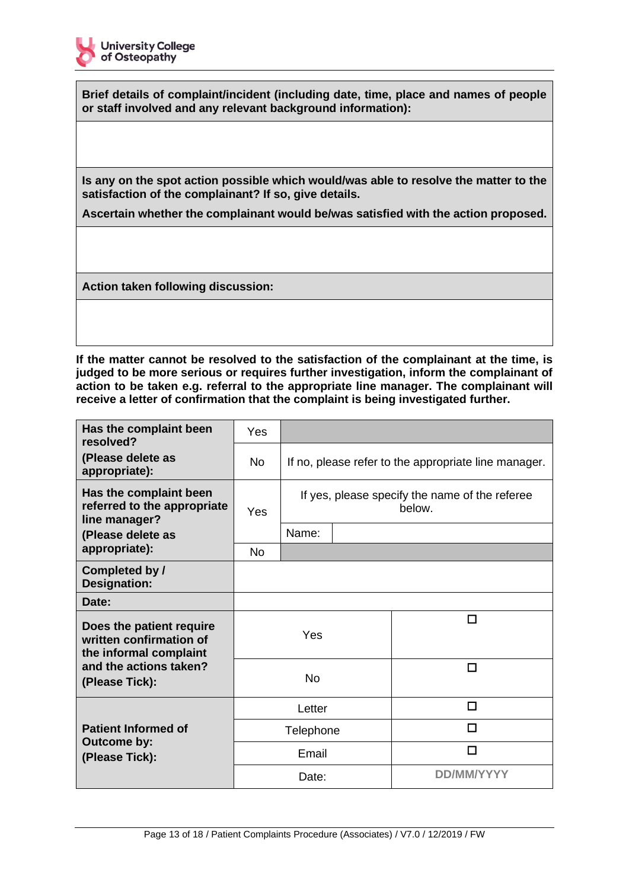| **Brief details of complaint/incident (including date, time, place and names of people or staff involved and any relevant background information):** |
|---|
| |
| **Is any on the spot action possible which would/was able to resolve the matter to the satisfaction of the complainant? If so, give details.**<br><br>**Ascertain whether the complainant would be/was satisfied with the action proposed.** |
| |
| **Action taken following discussion:** |
| |

**If the matter cannot be resolved to the satisfaction of the complainant at the time, is judged to be more serious or requires further investigation, inform the complainant of action to be taken e.g. referral to the appropriate line manager. The complainant will receive a letter of confirmation that the complaint is being investigated further.**

| | | | |
|---|---|---|---|
| **Has the complaint been resolved?**<br>**(Please delete as appropriate):** | Yes | | |
| | No | If no, please refer to the appropriate line manager. | |
| **Has the complaint been referred to the appropriate line manager?**<br>**(Please delete as appropriate):** | Yes | If yes, please specify the name of the referee below. | |
| | | Name: | |
| | No | | |
| **Completed by / Designation:** | | | |
| **Date:** | | | |
| **Does the patient require written confirmation of the informal complaint and the actions taken? (Please Tick):** | Yes | ☐ | |
| | No | ☐ | |
| **Patient Informed of Outcome by: (Please Tick):** | Letter | ☐ | |
| | Telephone | ☐ | |
| | Email | ☐ | |
| | Date: | DD/MM/YYYY | |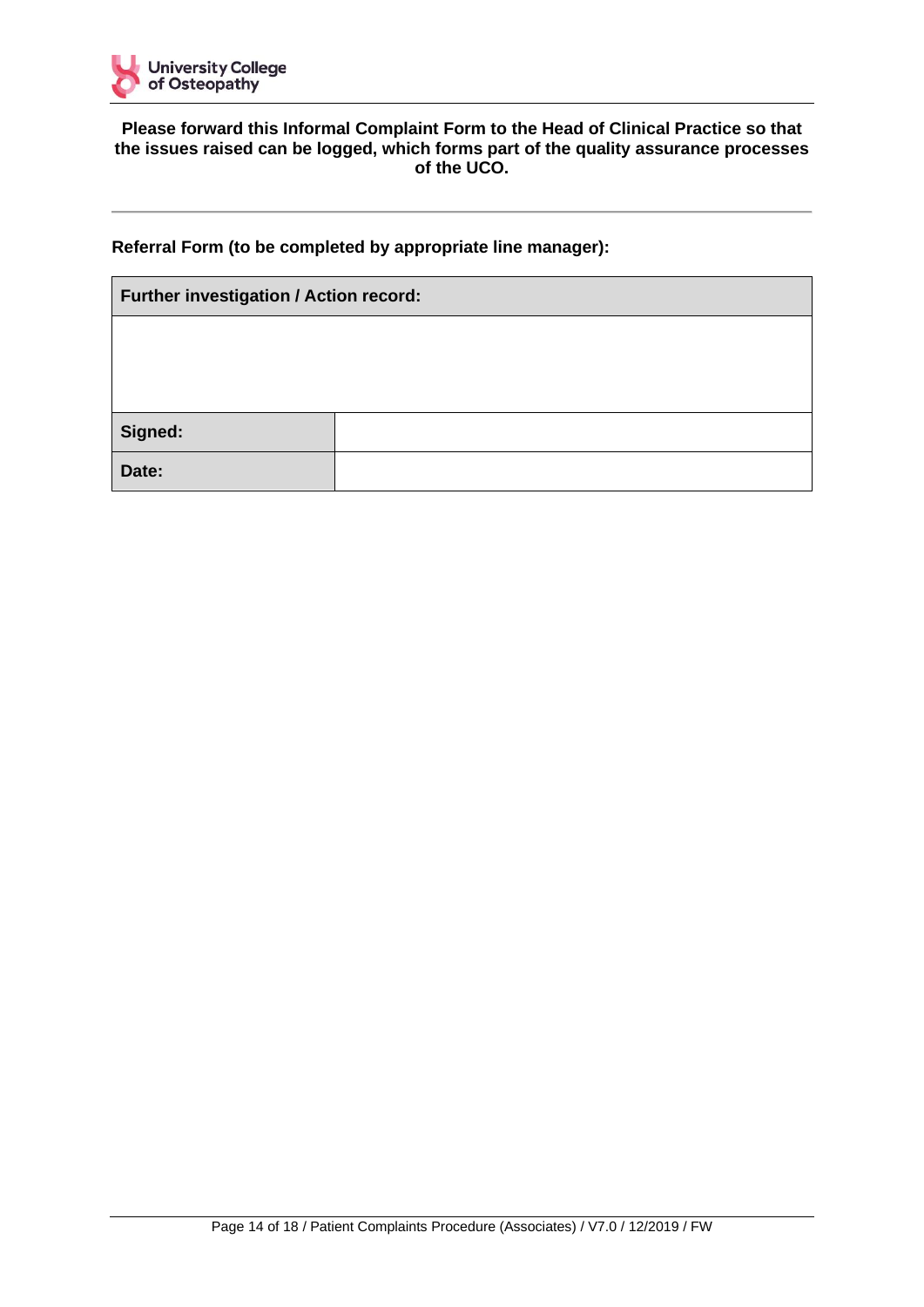**Please forward this Informal Complaint Form to the Head of Clinical Practice so that the issues raised can be logged, which forms part of the quality assurance processes of the UCO.**

---

**Referral Form (to be completed by appropriate line manager):**

| **Further investigation / Action record:** | |
|---|---|
| | |
| **Signed:** | |
| **Date:** | |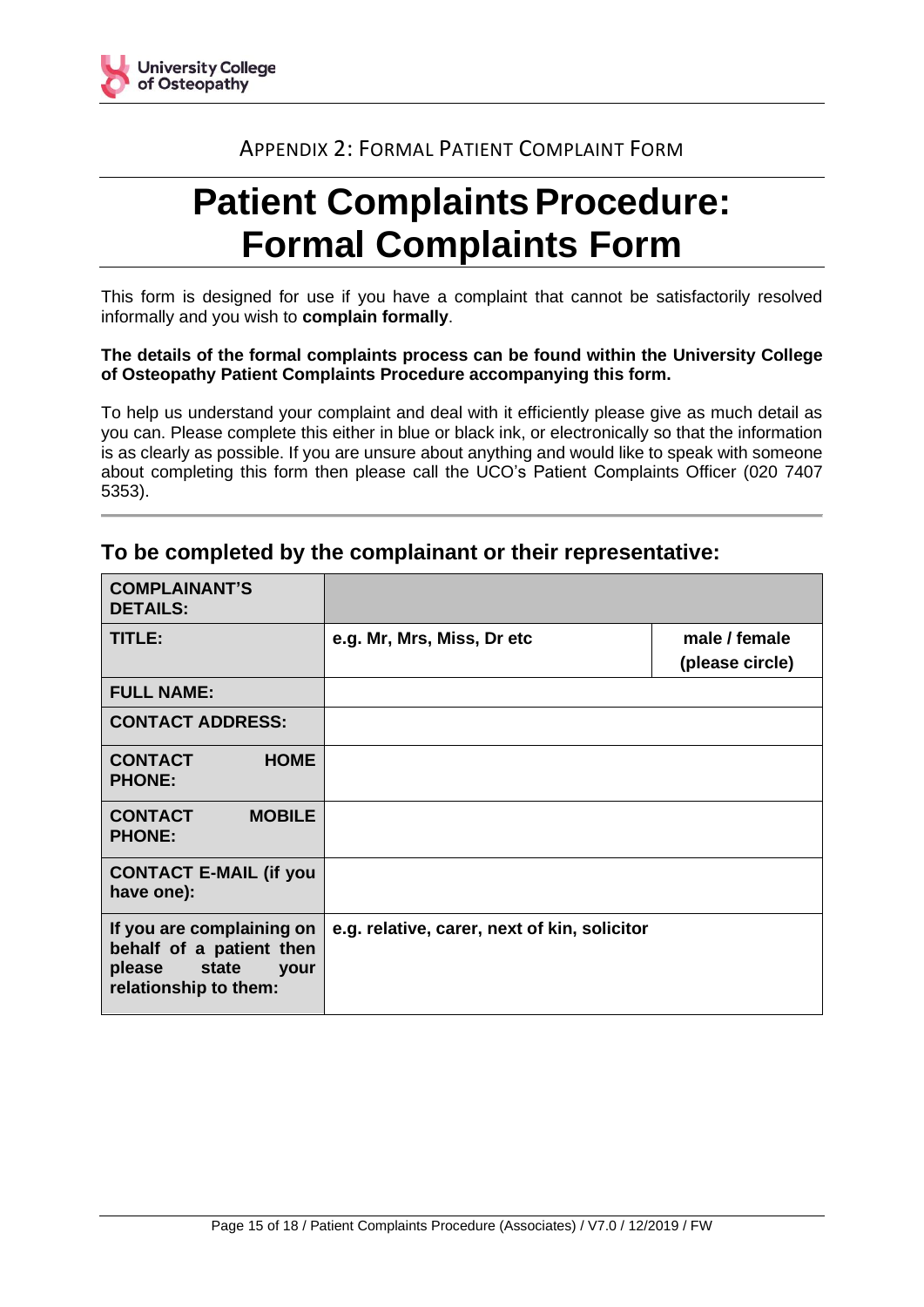APPENDIX 2: FORMAL PATIENT COMPLAINT FORM

# Patient Complaints Procedure: Formal Complaints Form

This form is designed for use if you have a complaint that cannot be satisfactorily resolved informally and you wish to **complain formally**.

**The details of the formal complaints process can be found within the University College of Osteopathy Patient Complaints Procedure accompanying this form.**

To help us understand your complaint and deal with it efficiently please give as much detail as you can. Please complete this either in blue or black ink, or electronically so that the information is as clearly as possible. If you are unsure about anything and would like to speak with someone about completing this form then please call the UCO's Patient Complaints Officer (020 7407 5353).

## To be completed by the complainant or their representative:

| **COMPLAINANT'S DETAILS:** | | |
|---|---|---|
| **TITLE:** | **e.g. Mr, Mrs, Miss, Dr etc** | **male / female (please circle)** |
| **FULL NAME:** | | |
| **CONTACT ADDRESS:** | | |
| **CONTACT HOME PHONE:** | | |
| **CONTACT MOBILE PHONE:** | | |
| **CONTACT E-MAIL (if you have one):** | | |
| **If you are complaining on behalf of a patient then please state your relationship to them:** | **e.g. relative, carer, next of kin, solicitor** | |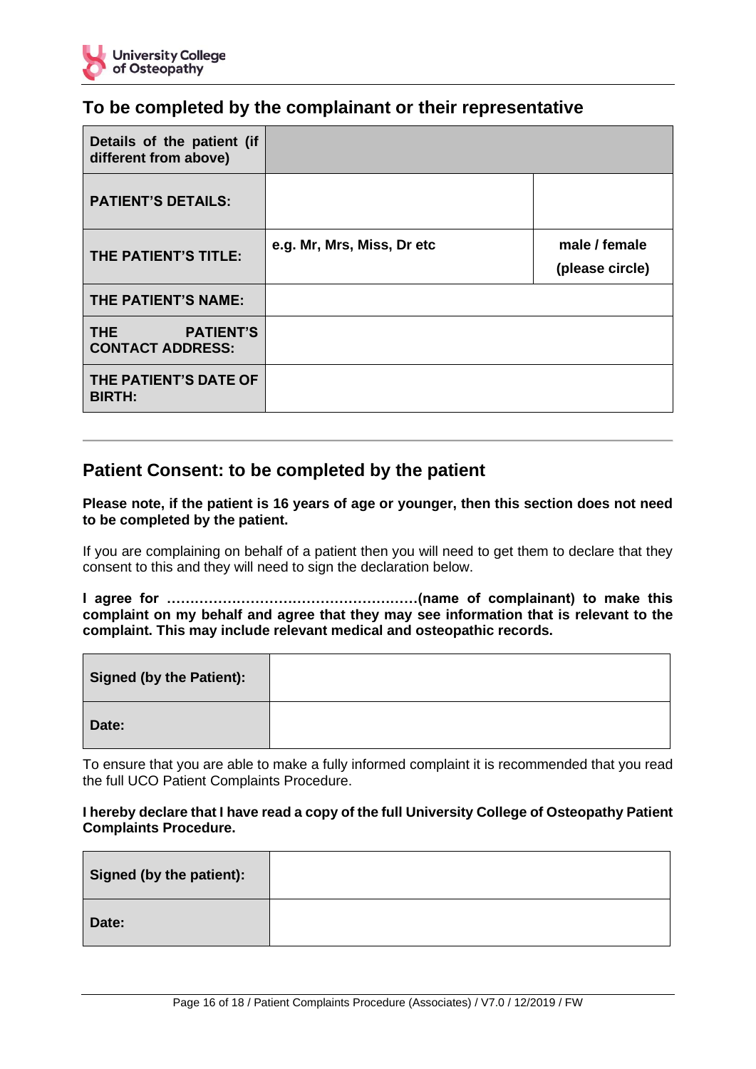## To be completed by the complainant or their representative

| **Details of the patient (if different from above)** | | |
|---|---|---|
| **PATIENT'S DETAILS:** | | |
| **THE PATIENT'S TITLE:** | **e.g. Mr, Mrs, Miss, Dr etc** | **male / female (please circle)** |
| **THE PATIENT'S NAME:** | | |
| **THE PATIENT'S CONTACT ADDRESS:** | | |
| **THE PATIENT'S DATE OF BIRTH:** | | |

---

## Patient Consent: to be completed by the patient

**Please note, if the patient is 16 years of age or younger, then this section does not need to be completed by the patient.**

If you are complaining on behalf of a patient then you will need to get them to declare that they consent to this and they will need to sign the declaration below.

**I agree for ………………………………………………(name of complainant) to make this complaint on my behalf and agree that they may see information that is relevant to the complaint. This may include relevant medical and osteopathic records.**

| **Signed (by the Patient):** | |
|---|---|
| **Date:** | |

To ensure that you are able to make a fully informed complaint it is recommended that you read the full UCO Patient Complaints Procedure.

**I hereby declare that I have read a copy of the full University College of Osteopathy Patient Complaints Procedure.**

| **Signed (by the patient):** | |
|---|---|
| **Date:** | |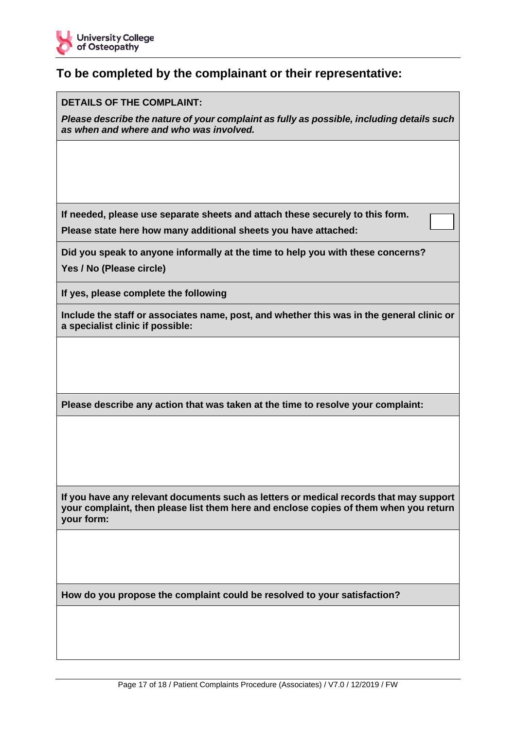## To be completed by the complainant or their representative:

**DETAILS OF THE COMPLAINT:**

***Please describe the nature of your complaint as fully as possible, including details such as when and where and who was involved.***

**If needed, please use separate sheets and attach these securely to this form.**

**Please state here how many additional sheets you have attached:**

**Did you speak to anyone informally at the time to help you with these concerns?**

**Yes / No (Please circle)**

**If yes, please complete the following**

**Include the staff or associates name, post, and whether this was in the general clinic or a specialist clinic if possible:**

**Please describe any action that was taken at the time to resolve your complaint:**

**If you have any relevant documents such as letters or medical records that may support your complaint, then please list them here and enclose copies of them when you return your form:**

**How do you propose the complaint could be resolved to your satisfaction?**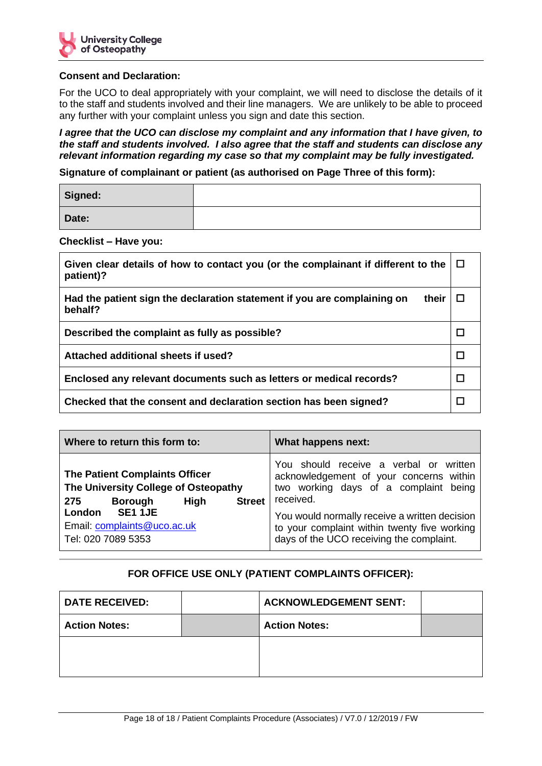**Consent and Declaration:**

For the UCO to deal appropriately with your complaint, we will need to disclose the details of it to the staff and students involved and their line managers. We are unlikely to be able to proceed any further with your complaint unless you sign and date this section.

***I agree that the UCO can disclose my complaint and any information that I have given, to the staff and students involved. I also agree that the staff and students can disclose any relevant information regarding my case so that my complaint may be fully investigated.***

**Signature of complainant or patient (as authorised on Page Three of this form):**

| | |
|---|---|
| **Signed:** | |
| **Date:** | |

**Checklist – Have you:**

| | |
|---|---|
| **Given clear details of how to contact you (or the complainant if different to the patient)?** | ☐ |
| **Had the patient sign the declaration statement if you are complaining on their behalf?** | ☐ |
| **Described the complaint as fully as possible?** | ☐ |
| **Attached additional sheets if used?** | ☐ |
| **Enclosed any relevant documents such as letters or medical records?** | ☐ |
| **Checked that the consent and declaration section has been signed?** | ☐ |

| **Where to return this form to:** | **What happens next:** |
|---|---|
| **The Patient Complaints Officer**<br>**The University College of Osteopathy**<br>**275 Borough High Street**<br>**London SE1 1JE**<br>Email: complaints@uco.ac.uk<br>Tel: 020 7089 5353 | You should receive a verbal or written acknowledgement of your concerns within two working days of a complaint being received.<br>You would normally receive a written decision to your complaint within twenty five working days of the UCO receiving the complaint. |

**FOR OFFICE USE ONLY (PATIENT COMPLAINTS OFFICER):**

| | | | |
|---|---|---|---|
| **DATE RECEIVED:** | | **ACKNOWLEDGEMENT SENT:** | |
| **Action Notes:** | | **Action Notes:** | |
| | | | |